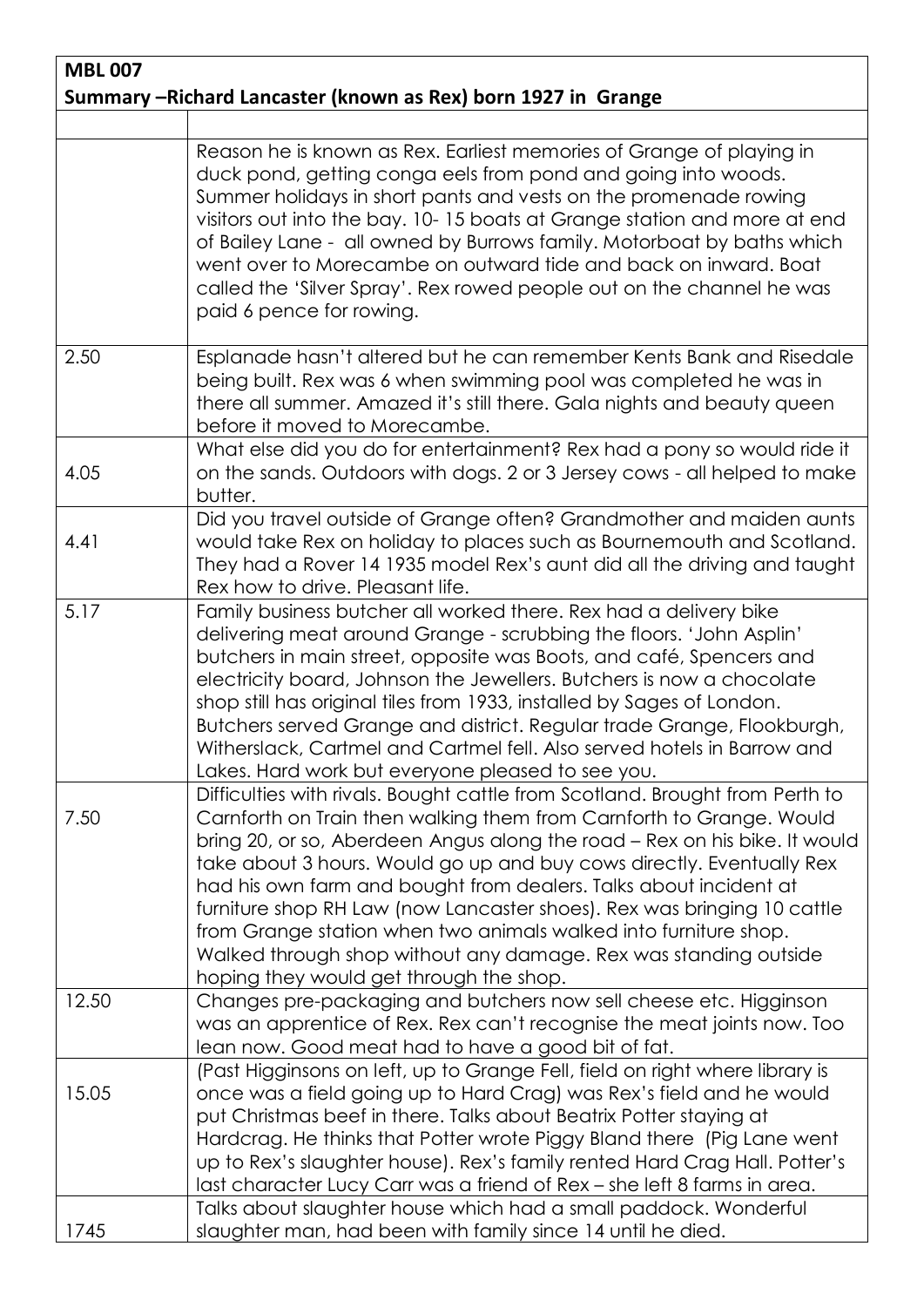**MBL 007**
**Summary –Richard Lancaster (known as Rex) born 1927 in Grange**

| | |
|---|---|
| | Reason he is known as Rex. Earliest memories of Grange of playing in duck pond, getting conga eels from pond and going into woods. Summer holidays in short pants and vests on the promenade rowing visitors out into the bay. 10- 15 boats at Grange station and more at end of Bailey Lane - all owned by Burrows family. Motorboat by baths which went over to Morecambe on outward tide and back on inward. Boat called the 'Silver Spray'. Rex rowed people out on the channel he was paid 6 pence for rowing. |
| 2.50 | Esplanade hasn't altered but he can remember Kents Bank and Risedale being built. Rex was 6 when swimming pool was completed he was in there all summer. Amazed it's still there. Gala nights and beauty queen before it moved to Morecambe. |
| 4.05 | What else did you do for entertainment? Rex had a pony so would ride it on the sands. Outdoors with dogs. 2 or 3 Jersey cows - all helped to make butter. |
| 4.41 | Did you travel outside of Grange often? Grandmother and maiden aunts would take Rex on holiday to places such as Bournemouth and Scotland. They had a Rover 14 1935 model Rex's aunt did all the driving and taught Rex how to drive. Pleasant life. |
| 5.17 | Family business butcher all worked there. Rex had a delivery bike delivering meat around Grange - scrubbing the floors. 'John Asplin' butchers in main street, opposite was Boots, and café, Spencers and electricity board, Johnson the Jewellers. Butchers is now a chocolate shop still has original tiles from 1933, installed by Sages of London. Butchers served Grange and district. Regular trade Grange, Flookburgh, Witherslack, Cartmel and Cartmel fell. Also served hotels in Barrow and Lakes. Hard work but everyone pleased to see you. |
| 7.50 | Difficulties with rivals. Bought cattle from Scotland. Brought from Perth to Carnforth on Train then walking them from Carnforth to Grange. Would bring 20, or so, Aberdeen Angus along the road – Rex on his bike. It would take about 3 hours. Would go up and buy cows directly. Eventually Rex had his own farm and bought from dealers. Talks about incident at furniture shop RH Law (now Lancaster shoes). Rex was bringing 10 cattle from Grange station when two animals walked into furniture shop. Walked through shop without any damage. Rex was standing outside hoping they would get through the shop. |
| 12.50 | Changes pre-packaging and butchers now sell cheese etc. Higginson was an apprentice of Rex. Rex can't recognise the meat joints now. Too lean now. Good meat had to have a good bit of fat. |
| 15.05 | (Past Higginsons on left, up to Grange Fell, field on right where library is once was a field going up to Hard Crag) was Rex's field and he would put Christmas beef in there. Talks about Beatrix Potter staying at Hardcrag. He thinks that Potter wrote Piggy Bland there (Pig Lane went up to Rex's slaughter house). Rex's family rented Hard Crag Hall. Potter's last character Lucy Carr was a friend of Rex – she left 8 farms in area. |
| 1745 | Talks about slaughter house which had a small paddock. Wonderful slaughter man, had been with family since 14 until he died. |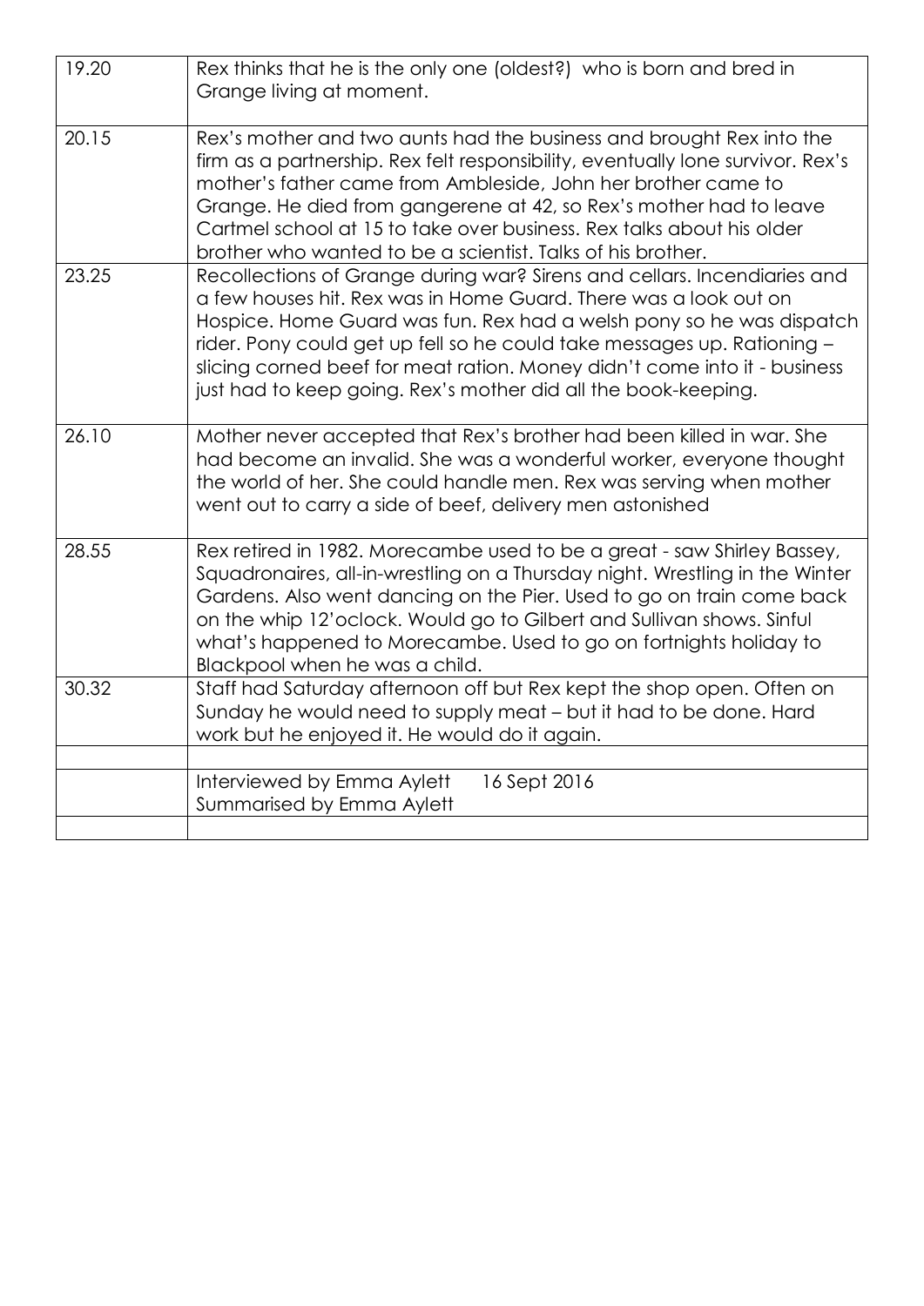| | |
|---|---|
| 19.20 | Rex thinks that he is the only one (oldest?) who is born and bred in Grange living at moment. |
| 20.15 | Rex's mother and two aunts had the business and brought Rex into the firm as a partnership. Rex felt responsibility, eventually lone survivor. Rex's mother's father came from Ambleside, John her brother came to Grange. He died from gangerene at 42, so Rex's mother had to leave Cartmel school at 15 to take over business. Rex talks about his older brother who wanted to be a scientist. Talks of his brother. |
| 23.25 | Recollections of Grange during war? Sirens and cellars. Incendiaries and a few houses hit. Rex was in Home Guard. There was a look out on Hospice. Home Guard was fun. Rex had a welsh pony so he was dispatch rider. Pony could get up fell so he could take messages up. Rationing – slicing corned beef for meat ration. Money didn't come into it - business just had to keep going. Rex's mother did all the book-keeping. |
| 26.10 | Mother never accepted that Rex's brother had been killed in war. She had become an invalid. She was a wonderful worker, everyone thought the world of her. She could handle men. Rex was serving when mother went out to carry a side of beef, delivery men astonished |
| 28.55 | Rex retired in 1982. Morecambe used to be a great - saw Shirley Bassey, Squadronaires, all-in-wrestling on a Thursday night. Wrestling in the Winter Gardens. Also went dancing on the Pier. Used to go on train come back on the whip 12'oclock. Would go to Gilbert and Sullivan shows. Sinful what's happened to Morecambe. Used to go on fortnights holiday to Blackpool when he was a child. |
| 30.32 | Staff had Saturday afternoon off but Rex kept the shop open. Often on Sunday he would need to supply meat – but it had to be done. Hard work but he enjoyed it. He would do it again. |
| | |
| | Interviewed by Emma Aylett 16 Sept 2016<br>Summarised by Emma Aylett |
| | |